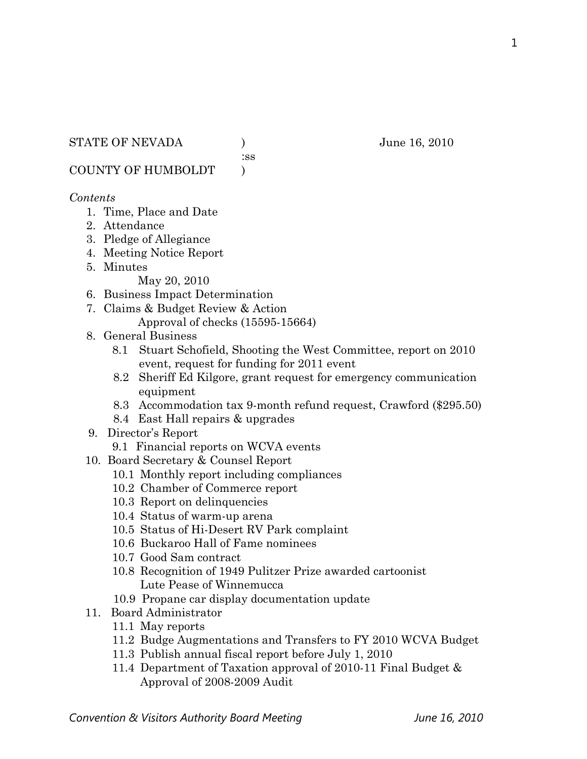STATE OF NEVADA ) June 16, 2010
:ss
COUNTY OF HUMBOLDT )

*Contents*

1. Time, Place and Date
2. Attendance
3. Pledge of Allegiance
4. Meeting Notice Report
5. Minutes
   May 20, 2010
6. Business Impact Determination
7. Claims & Budget Review & Action
   Approval of checks (15595-15664)
8. General Business
   - 8.1 Stuart Schofield, Shooting the West Committee, report on 2010 event, request for funding for 2011 event
   - 8.2 Sheriff Ed Kilgore, grant request for emergency communication equipment
   - 8.3 Accommodation tax 9-month refund request, Crawford ($295.50)
   - 8.4 East Hall repairs & upgrades
9. Director's Report
   - 9.1 Financial reports on WCVA events
10. Board Secretary & Counsel Report
    - 10.1 Monthly report including compliances
    - 10.2 Chamber of Commerce report
    - 10.3 Report on delinquencies
    - 10.4 Status of warm-up arena
    - 10.5 Status of Hi-Desert RV Park complaint
    - 10.6 Buckaroo Hall of Fame nominees
    - 10.7 Good Sam contract
    - 10.8 Recognition of 1949 Pulitzer Prize awarded cartoonist Lute Pease of Winnemucca
    - 10.9 Propane car display documentation update
11. Board Administrator
    - 11.1 May reports
    - 11.2 Budge Augmentations and Transfers to FY 2010 WCVA Budget
    - 11.3 Publish annual fiscal report before July 1, 2010
    - 11.4 Department of Taxation approval of 2010-11 Final Budget & Approval of 2008-2009 Audit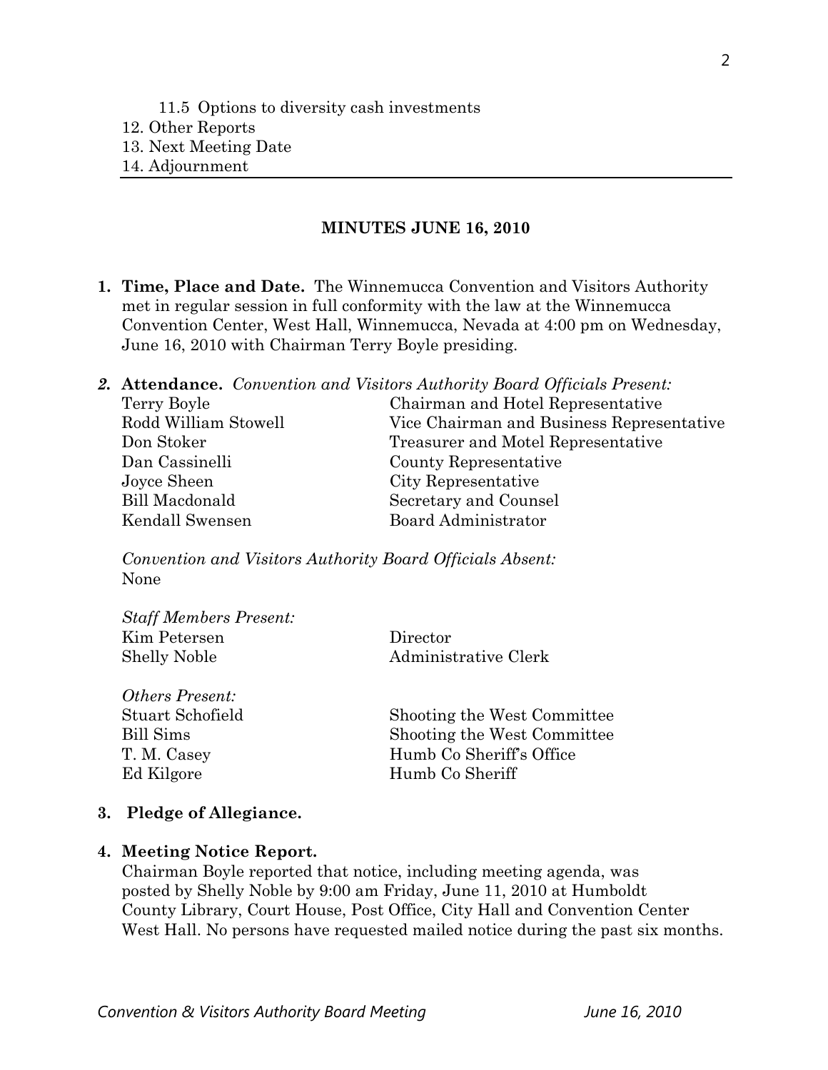11.5 Options to diversity cash investments
12. Other Reports
13. Next Meeting Date
14. Adjournment

---

## MINUTES JUNE 16, 2010

**1. Time, Place and Date.** The Winnemucca Convention and Visitors Authority met in regular session in full conformity with the law at the Winnemucca Convention Center, West Hall, Winnemucca, Nevada at 4:00 pm on Wednesday, June 16, 2010 with Chairman Terry Boyle presiding.

***2.*** **Attendance.** *Convention and Visitors Authority Board Officials Present:*

| | |
|---|---|
| Terry Boyle | Chairman and Hotel Representative |
| Rodd William Stowell | Vice Chairman and Business Representative |
| Don Stoker | Treasurer and Motel Representative |
| Dan Cassinelli | County Representative |
| Joyce Sheen | City Representative |
| Bill Macdonald | Secretary and Counsel |
| Kendall Swensen | Board Administrator |

*Convention and Visitors Authority Board Officials Absent:*
None

*Staff Members Present:*

| | |
|---|---|
| Kim Petersen | Director |
| Shelly Noble | Administrative Clerk |

*Others Present:*

| | |
|---|---|
| Stuart Schofield | Shooting the West Committee |
| Bill Sims | Shooting the West Committee |
| T. M. Casey | Humb Co Sheriff's Office |
| Ed Kilgore | Humb Co Sheriff |

**3. Pledge of Allegiance.**

**4. Meeting Notice Report.**
Chairman Boyle reported that notice, including meeting agenda, was posted by Shelly Noble by 9:00 am Friday, June 11, 2010 at Humboldt County Library, Court House, Post Office, City Hall and Convention Center West Hall. No persons have requested mailed notice during the past six months.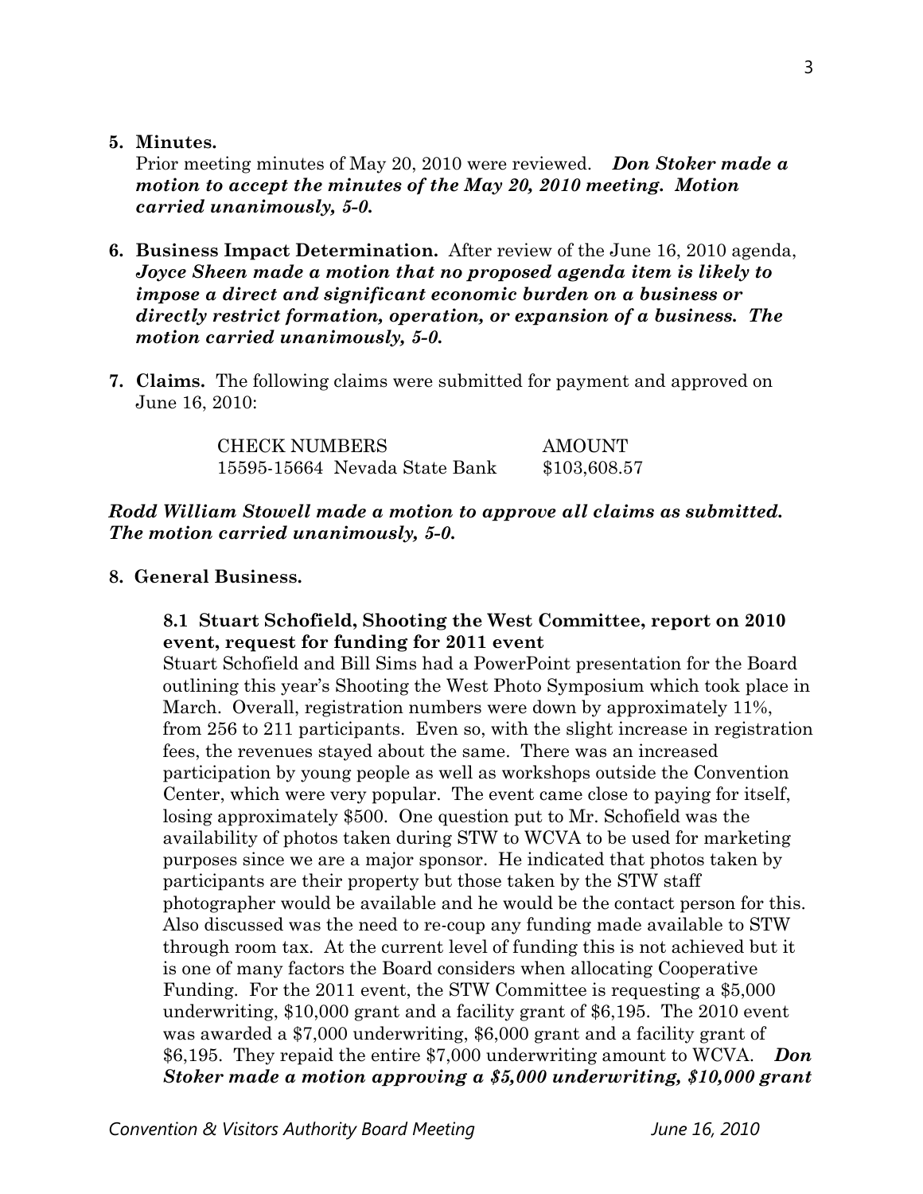**5. Minutes.**

Prior meeting minutes of May 20, 2010 were reviewed. ***Don Stoker made a motion to accept the minutes of the May 20, 2010 meeting. Motion carried unanimously, 5-0.***

**6. Business Impact Determination.** After review of the June 16, 2010 agenda, ***Joyce Sheen made a motion that no proposed agenda item is likely to impose a direct and significant economic burden on a business or directly restrict formation, operation, or expansion of a business. The motion carried unanimously, 5-0.***

**7. Claims.** The following claims were submitted for payment and approved on June 16, 2010:

| CHECK NUMBERS | AMOUNT |
|---|---|
| 15595-15664 Nevada State Bank | $103,608.57 |

***Rodd William Stowell made a motion to approve all claims as submitted. The motion carried unanimously, 5-0.***

**8. General Business.**

**8.1 Stuart Schofield, Shooting the West Committee, report on 2010 event, request for funding for 2011 event**

Stuart Schofield and Bill Sims had a PowerPoint presentation for the Board outlining this year's Shooting the West Photo Symposium which took place in March. Overall, registration numbers were down by approximately 11%, from 256 to 211 participants. Even so, with the slight increase in registration fees, the revenues stayed about the same. There was an increased participation by young people as well as workshops outside the Convention Center, which were very popular. The event came close to paying for itself, losing approximately $500. One question put to Mr. Schofield was the availability of photos taken during STW to WCVA to be used for marketing purposes since we are a major sponsor. He indicated that photos taken by participants are their property but those taken by the STW staff photographer would be available and he would be the contact person for this. Also discussed was the need to re-coup any funding made available to STW through room tax. At the current level of funding this is not achieved but it is one of many factors the Board considers when allocating Cooperative Funding. For the 2011 event, the STW Committee is requesting a $5,000 underwriting, $10,000 grant and a facility grant of $6,195. The 2010 event was awarded a $7,000 underwriting, $6,000 grant and a facility grant of $6,195. They repaid the entire $7,000 underwriting amount to WCVA. ***Don Stoker made a motion approving a $5,000 underwriting, $10,000 grant***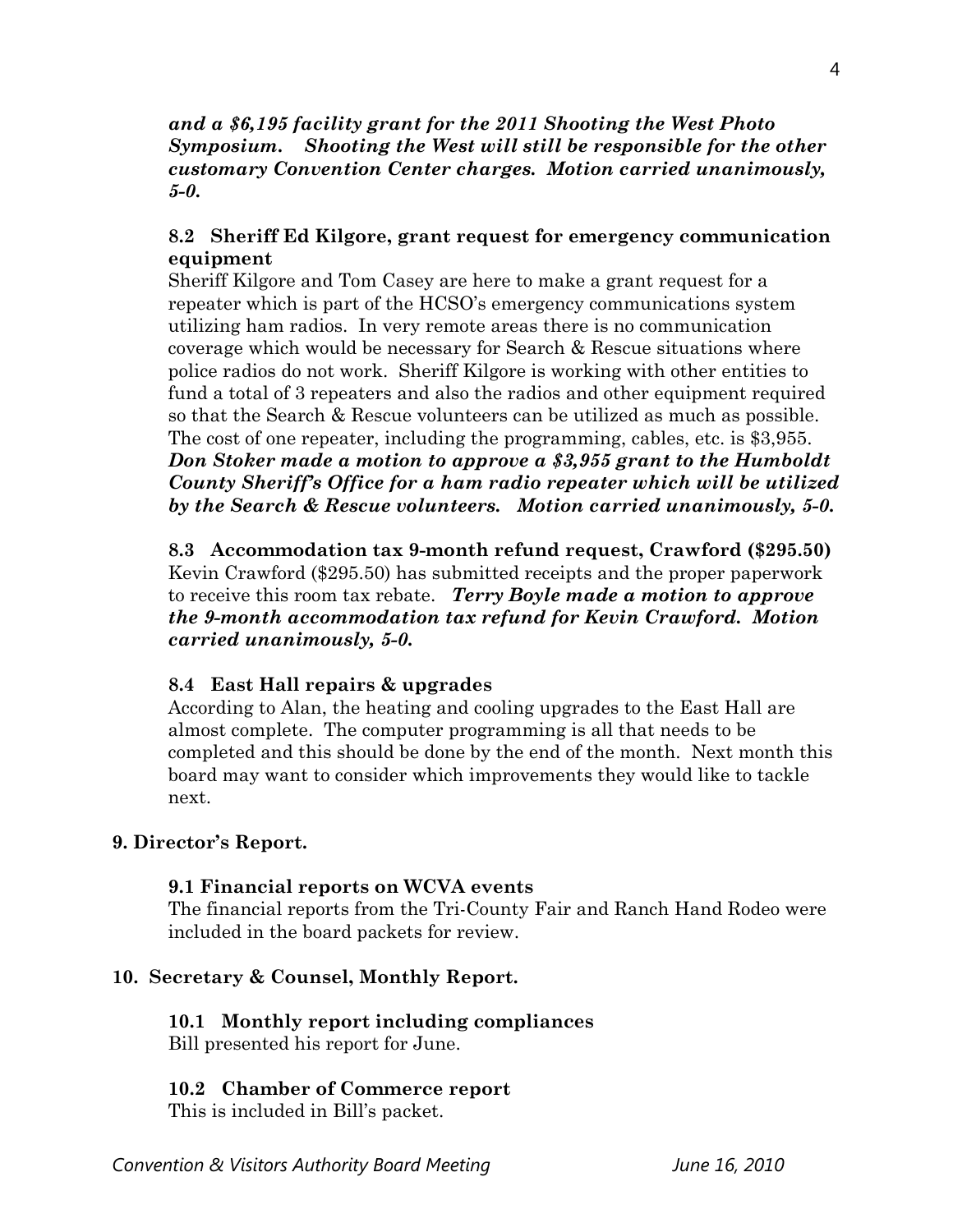***and a $6,195 facility grant for the 2011 Shooting the West Photo Symposium. Shooting the West will still be responsible for the other customary Convention Center charges. Motion carried unanimously, 5-0.***

**8.2 Sheriff Ed Kilgore, grant request for emergency communication equipment**

Sheriff Kilgore and Tom Casey are here to make a grant request for a repeater which is part of the HCSO's emergency communications system utilizing ham radios. In very remote areas there is no communication coverage which would be necessary for Search & Rescue situations where police radios do not work. Sheriff Kilgore is working with other entities to fund a total of 3 repeaters and also the radios and other equipment required so that the Search & Rescue volunteers can be utilized as much as possible. The cost of one repeater, including the programming, cables, etc. is $3,955. ***Don Stoker made a motion to approve a $3,955 grant to the Humboldt County Sheriff's Office for a ham radio repeater which will be utilized by the Search & Rescue volunteers. Motion carried unanimously, 5-0.***

**8.3 Accommodation tax 9-month refund request, Crawford ($295.50)**

Kevin Crawford ($295.50) has submitted receipts and the proper paperwork to receive this room tax rebate. ***Terry Boyle made a motion to approve the 9-month accommodation tax refund for Kevin Crawford. Motion carried unanimously, 5-0.***

**8.4 East Hall repairs & upgrades**

According to Alan, the heating and cooling upgrades to the East Hall are almost complete. The computer programming is all that needs to be completed and this should be done by the end of the month. Next month this board may want to consider which improvements they would like to tackle next.

**9. Director's Report.**

**9.1 Financial reports on WCVA events**

The financial reports from the Tri-County Fair and Ranch Hand Rodeo were included in the board packets for review.

**10. Secretary & Counsel, Monthly Report.**

**10.1 Monthly report including compliances**

Bill presented his report for June.

**10.2 Chamber of Commerce report**

This is included in Bill's packet.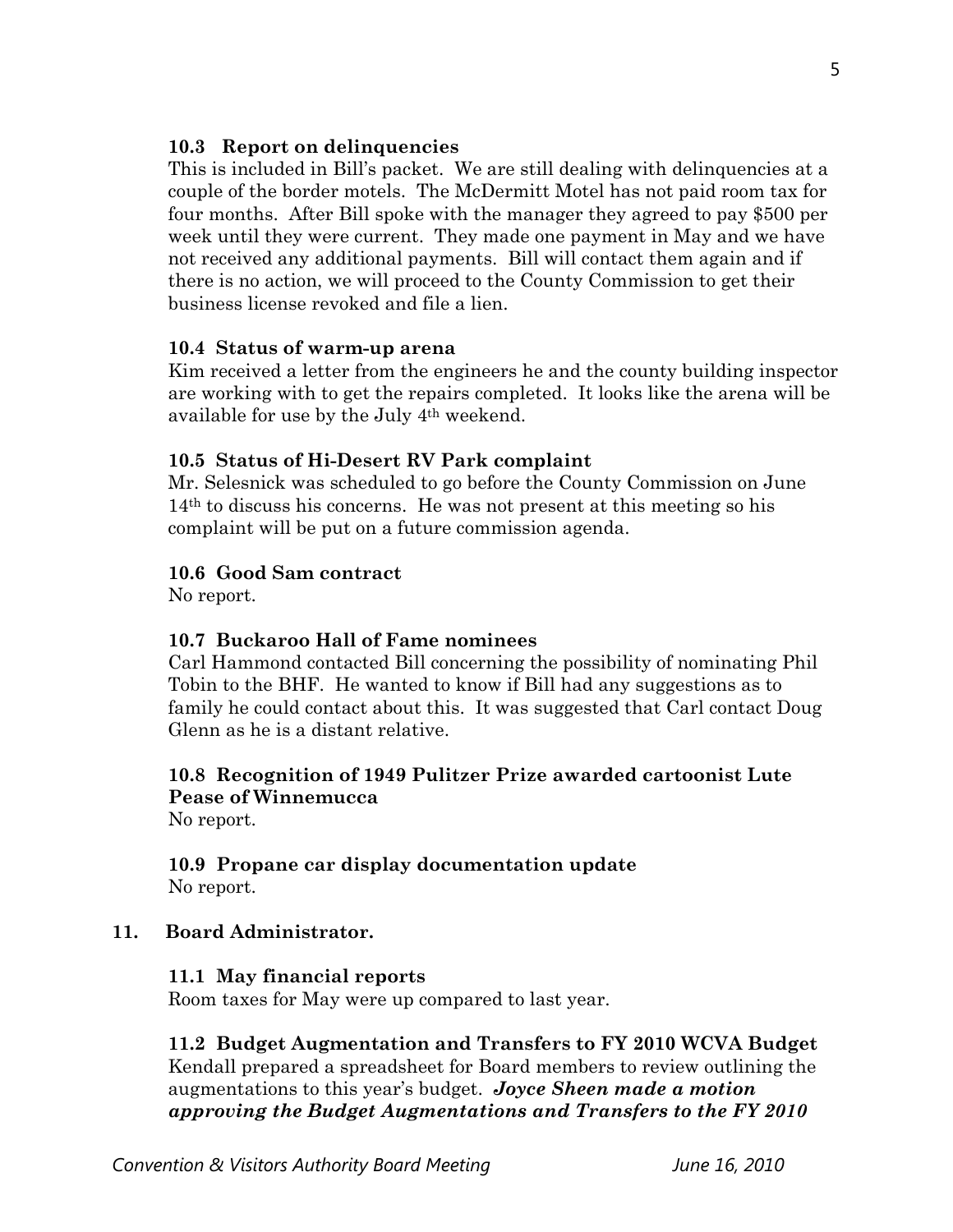### 10.3 Report on delinquencies

This is included in Bill's packet. We are still dealing with delinquencies at a couple of the border motels. The McDermitt Motel has not paid room tax for four months. After Bill spoke with the manager they agreed to pay $500 per week until they were current. They made one payment in May and we have not received any additional payments. Bill will contact them again and if there is no action, we will proceed to the County Commission to get their business license revoked and file a lien.

### 10.4 Status of warm-up arena

Kim received a letter from the engineers he and the county building inspector are working with to get the repairs completed. It looks like the arena will be available for use by the July 4th weekend.

### 10.5 Status of Hi-Desert RV Park complaint

Mr. Selesnick was scheduled to go before the County Commission on June 14th to discuss his concerns. He was not present at this meeting so his complaint will be put on a future commission agenda.

### 10.6 Good Sam contract

No report.

### 10.7 Buckaroo Hall of Fame nominees

Carl Hammond contacted Bill concerning the possibility of nominating Phil Tobin to the BHF. He wanted to know if Bill had any suggestions as to family he could contact about this. It was suggested that Carl contact Doug Glenn as he is a distant relative.

### 10.8 Recognition of 1949 Pulitzer Prize awarded cartoonist Lute Pease of Winnemucca

No report.

### 10.9 Propane car display documentation update

No report.

## 11. Board Administrator.

### 11.1 May financial reports

Room taxes for May were up compared to last year.

### 11.2 Budget Augmentation and Transfers to FY 2010 WCVA Budget

Kendall prepared a spreadsheet for Board members to review outlining the augmentations to this year's budget. ***Joyce Sheen made a motion approving the Budget Augmentations and Transfers to the FY 2010***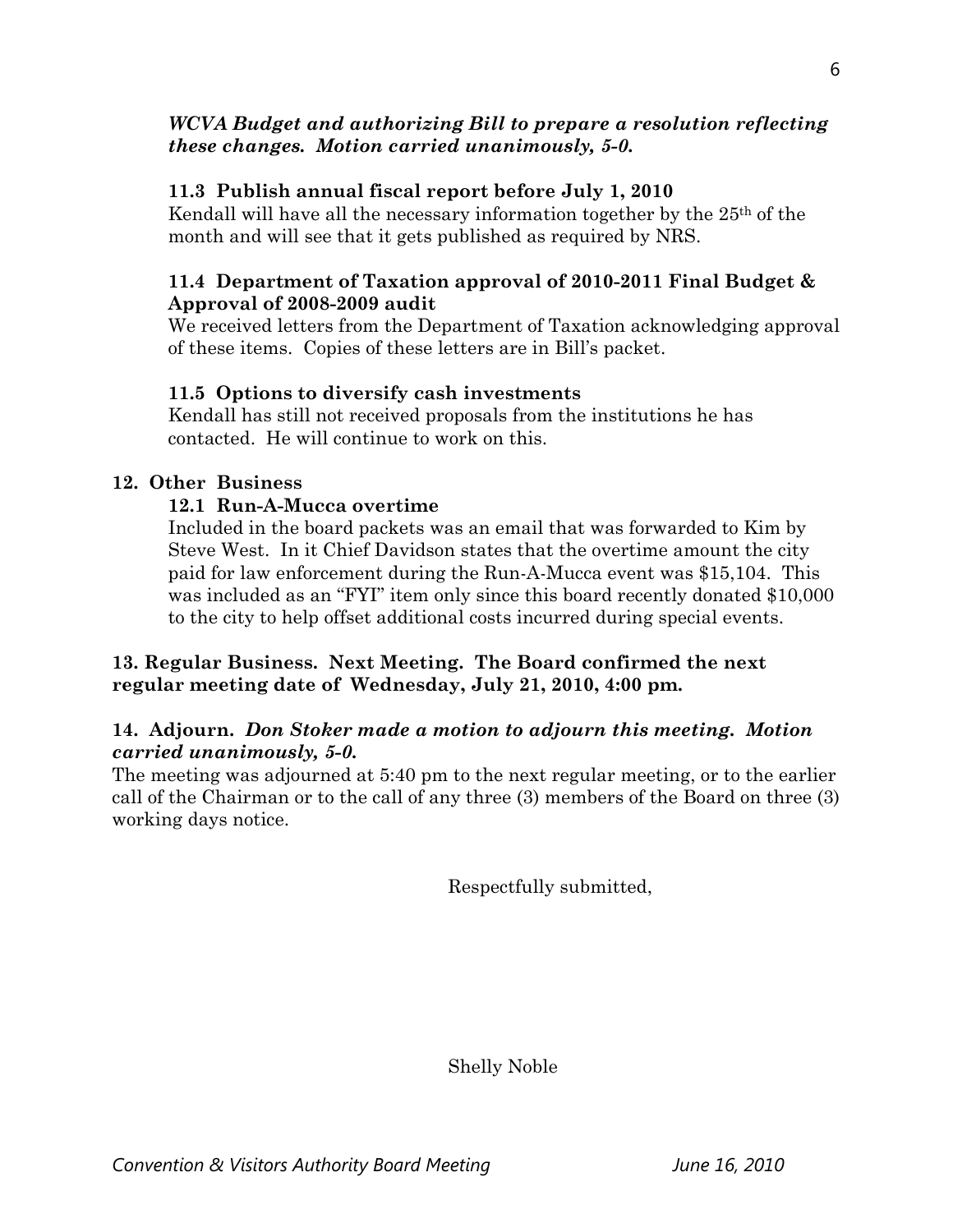***WCVA Budget and authorizing Bill to prepare a resolution reflecting these changes. Motion carried unanimously, 5-0.***

**11.3 Publish annual fiscal report before July 1, 2010**

Kendall will have all the necessary information together by the 25th of the month and will see that it gets published as required by NRS.

**11.4 Department of Taxation approval of 2010-2011 Final Budget & Approval of 2008-2009 audit**

We received letters from the Department of Taxation acknowledging approval of these items. Copies of these letters are in Bill's packet.

**11.5 Options to diversify cash investments**

Kendall has still not received proposals from the institutions he has contacted. He will continue to work on this.

**12. Other Business**

**12.1 Run-A-Mucca overtime**

Included in the board packets was an email that was forwarded to Kim by Steve West. In it Chief Davidson states that the overtime amount the city paid for law enforcement during the Run-A-Mucca event was $15,104. This was included as an "FYI" item only since this board recently donated $10,000 to the city to help offset additional costs incurred during special events.

**13. Regular Business. Next Meeting. The Board confirmed the next regular meeting date of Wednesday, July 21, 2010, 4:00 pm.**

**14. Adjourn.** ***Don Stoker made a motion to adjourn this meeting. Motion carried unanimously, 5-0.***

The meeting was adjourned at 5:40 pm to the next regular meeting, or to the earlier call of the Chairman or to the call of any three (3) members of the Board on three (3) working days notice.

Respectfully submitted,

Shelly Noble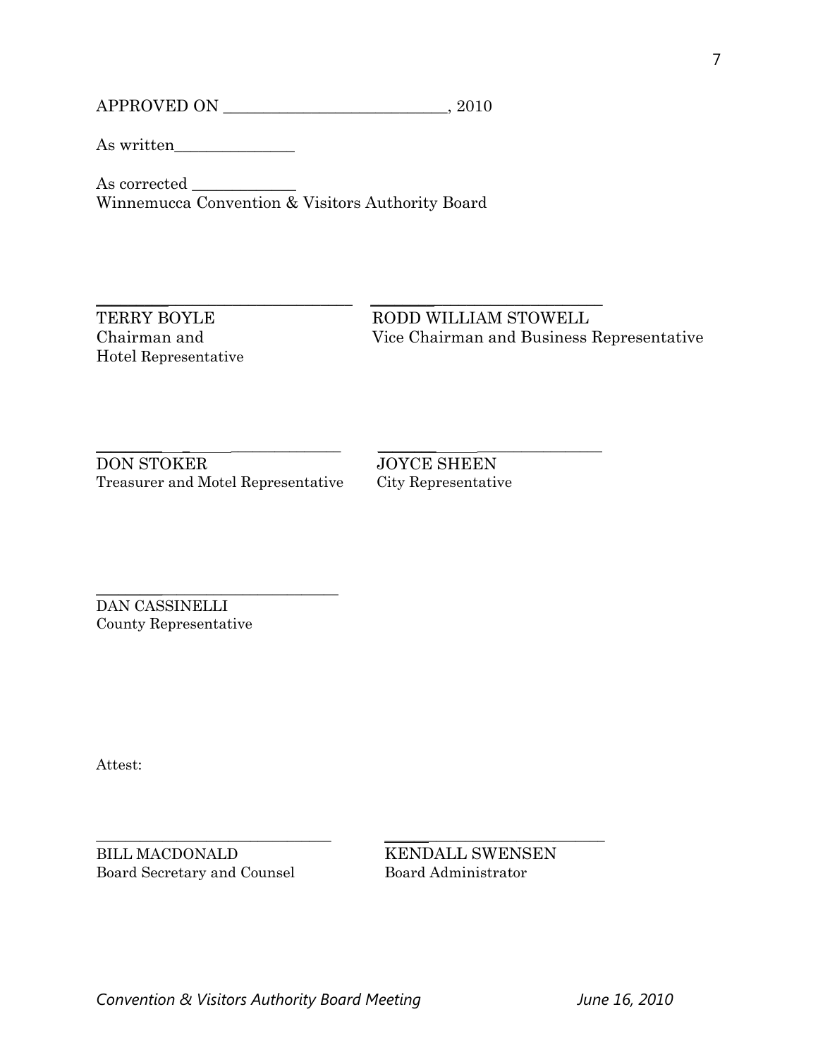APPROVED ON ____________________________, 2010

As written_______________

As corrected _____________
Winnemucca Convention & Visitors Authority Board

____________________________________

TERRY BOYLE
Chairman and
Hotel Representative

____________________________________

RODD WILLIAM STOWELL
Vice Chairman and Business Representative

____________________________________

DON STOKER
Treasurer and Motel Representative

____________________________________

JOYCE SHEEN
City Representative

____________________________________

DAN CASSINELLI
County Representative

Attest:

____________________________________

BILL MACDONALD
Board Secretary and Counsel

____________________________________

KENDALL SWENSEN
Board Administrator